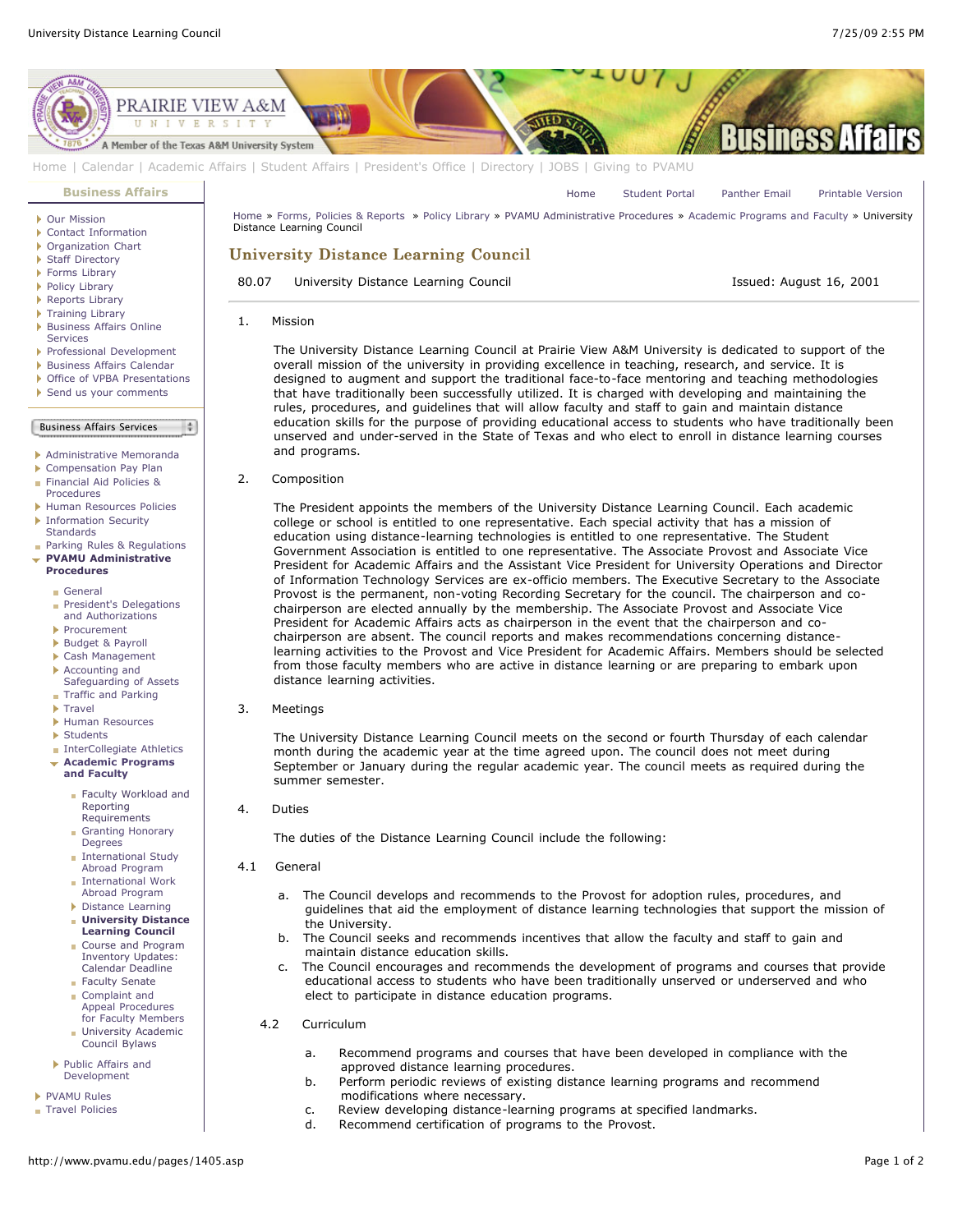# University Distance Learning Council

80.07 University Distance Learning Council — Issued: August 16, 2001

## 1. Mission

The University Distance Learning Council at Prairie View A&M University is dedicated to support of the overall mission of the university in providing excellence in teaching, research, and service. It is designed to augment and support the traditional face-to-face mentoring and teaching methodologies that have traditionally been successfully utilized. It is charged with developing and maintaining the rules, procedures, and guidelines that will allow faculty and staff to gain and maintain distance education skills for the purpose of providing educational access to students who have traditionally been unserved and under-served in the State of Texas and who elect to enroll in distance learning courses and programs.

## 2. Composition

The President appoints the members of the University Distance Learning Council. Each academic college or school is entitled to one representative. Each special activity that has a mission of education using distance-learning technologies is entitled to one representative. The Student Government Association is entitled to one representative. The Associate Provost and Associate Vice President for Academic Affairs and the Assistant Vice President for University Operations and Director of Information Technology Services are ex-officio members. The Executive Secretary to the Associate Provost is the permanent, non-voting Recording Secretary for the council. The chairperson and co-chairperson are elected annually by the membership. The Associate Provost and Associate Vice President for Academic Affairs acts as chairperson in the event that the chairperson and co-chairperson are absent. The council reports and makes recommendations concerning distance-learning activities to the Provost and Vice President for Academic Affairs. Members should be selected from those faculty members who are active in distance learning or are preparing to embark upon distance learning activities.

## 3. Meetings

The University Distance Learning Council meets on the second or fourth Thursday of each calendar month during the academic year at the time agreed upon. The council does not meet during September or January during the regular academic year. The council meets as required during the summer semester.

## 4. Duties

The duties of the Distance Learning Council include the following:

### 4.1 General

a. The Council develops and recommends to the Provost for adoption rules, procedures, and guidelines that aid the employment of distance learning technologies that support the mission of the University.

b. The Council seeks and recommends incentives that allow the faculty and staff to gain and maintain distance education skills.

c. The Council encourages and recommends the development of programs and courses that provide educational access to students who have been traditionally unserved or underserved and who elect to participate in distance education programs.

### 4.2 Curriculum

a. Recommend programs and courses that have been developed in compliance with the approved distance learning procedures.

b. Perform periodic reviews of existing distance learning programs and recommend modifications where necessary.

c. Review developing distance-learning programs at specified landmarks.

d. Recommend certification of programs to the Provost.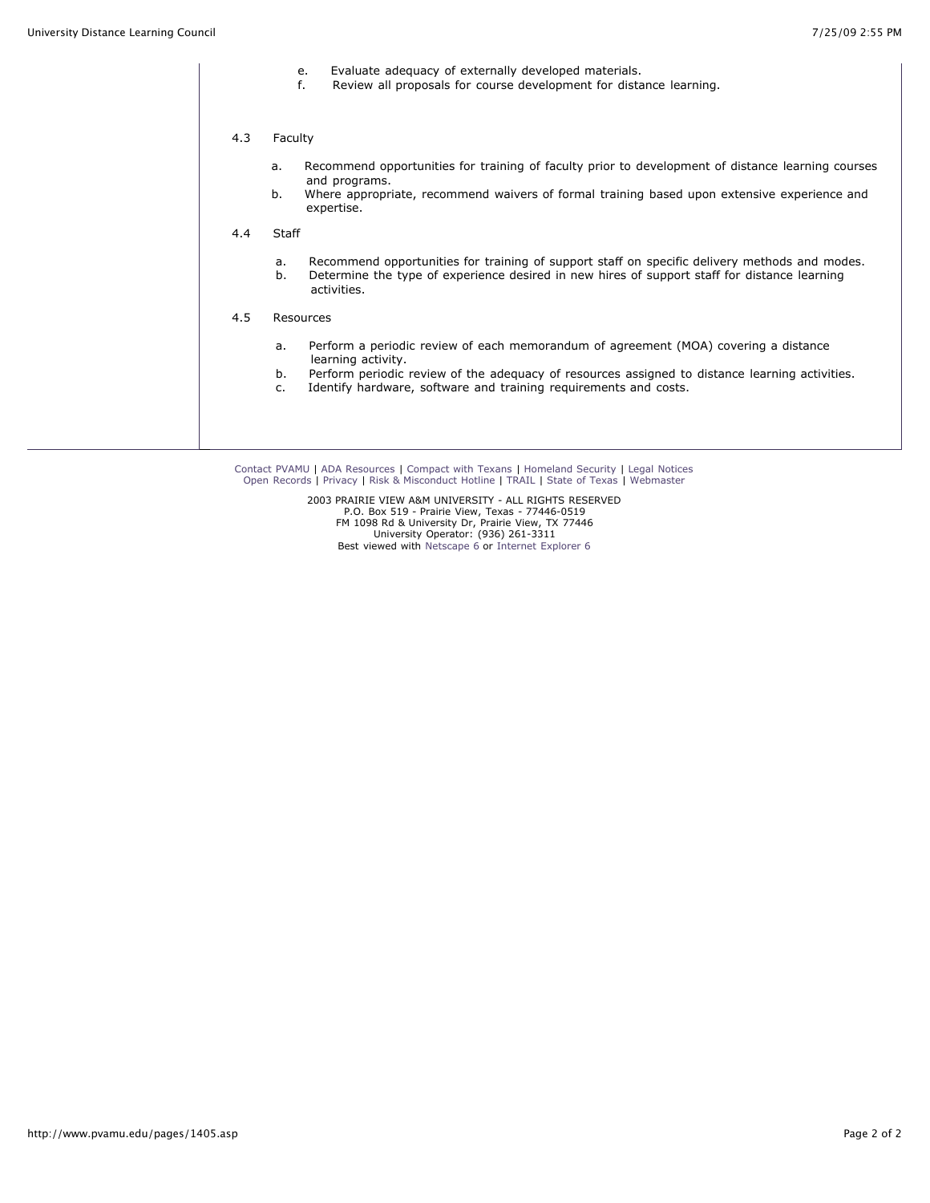e. Evaluate adequacy of externally developed materials.
f. Review all proposals for course development for distance learning.

4.3 Faculty

a. Recommend opportunities for training of faculty prior to development of distance learning courses and programs.
b. Where appropriate, recommend waivers of formal training based upon extensive experience and expertise.

4.4 Staff

a. Recommend opportunities for training of support staff on specific delivery methods and modes.
b. Determine the type of experience desired in new hires of support staff for distance learning activities.

4.5 Resources

a. Perform a periodic review of each memorandum of agreement (MOA) covering a distance learning activity.
b. Perform periodic review of the adequacy of resources assigned to distance learning activities.
c. Identify hardware, software and training requirements and costs.

Contact PVAMU | ADA Resources | Compact with Texans | Homeland Security | Legal Notices
Open Records | Privacy | Risk & Misconduct Hotline | TRAIL | State of Texas | Webmaster

2003 PRAIRIE VIEW A&M UNIVERSITY - ALL RIGHTS RESERVED
P.O. Box 519 - Prairie View, Texas - 77446-0519
FM 1098 Rd & University Dr, Prairie View, TX 77446
University Operator: (936) 261-3311
Best viewed with Netscape 6 or Internet Explorer 6